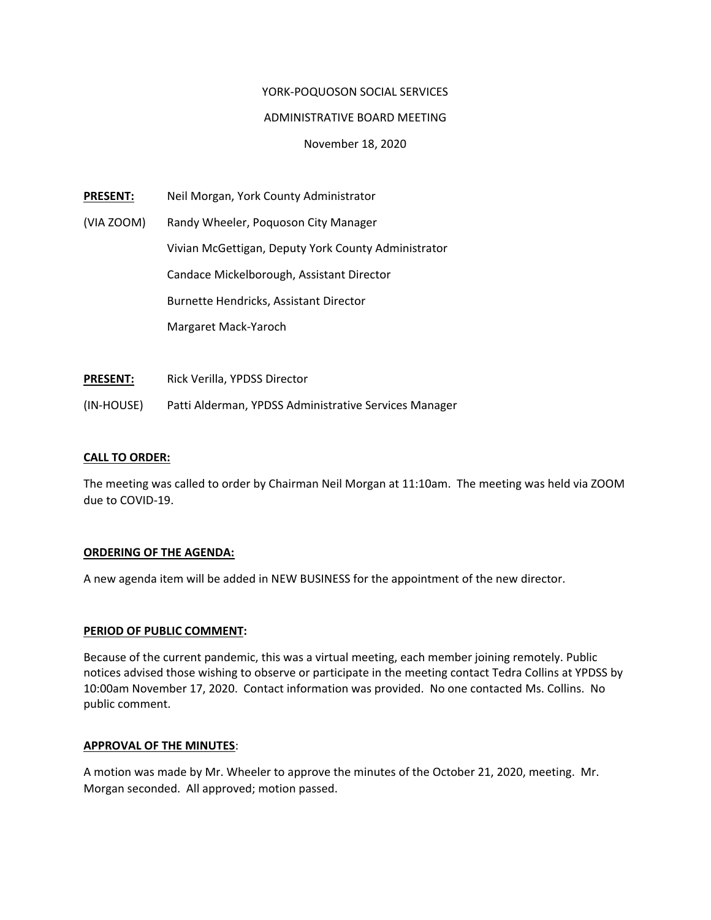YORK-POQUOSON SOCIAL SERVICES

ADMINISTRATIVE BOARD MEETING

November 18, 2020

**PRESENT:** Neil Morgan, York County Administrator

(VIA ZOOM) Randy Wheeler, Poquoson City Manager

Vivian McGettigan, Deputy York County Administrator

Candace Mickelborough, Assistant Director

Burnette Hendricks, Assistant Director

Margaret Mack-Yaroch

**PRESENT:** Rick Verilla, YPDSS Director

(IN-HOUSE) Patti Alderman, YPDSS Administrative Services Manager

**CALL TO ORDER:**

The meeting was called to order by Chairman Neil Morgan at 11:10am. The meeting was held via ZOOM due to COVID-19.

**ORDERING OF THE AGENDA:**

A new agenda item will be added in NEW BUSINESS for the appointment of the new director.

**PERIOD OF PUBLIC COMMENT:**

Because of the current pandemic, this was a virtual meeting, each member joining remotely. Public notices advised those wishing to observe or participate in the meeting contact Tedra Collins at YPDSS by 10:00am November 17, 2020. Contact information was provided. No one contacted Ms. Collins. No public comment.

**APPROVAL OF THE MINUTES**:

A motion was made by Mr. Wheeler to approve the minutes of the October 21, 2020, meeting. Mr. Morgan seconded. All approved; motion passed.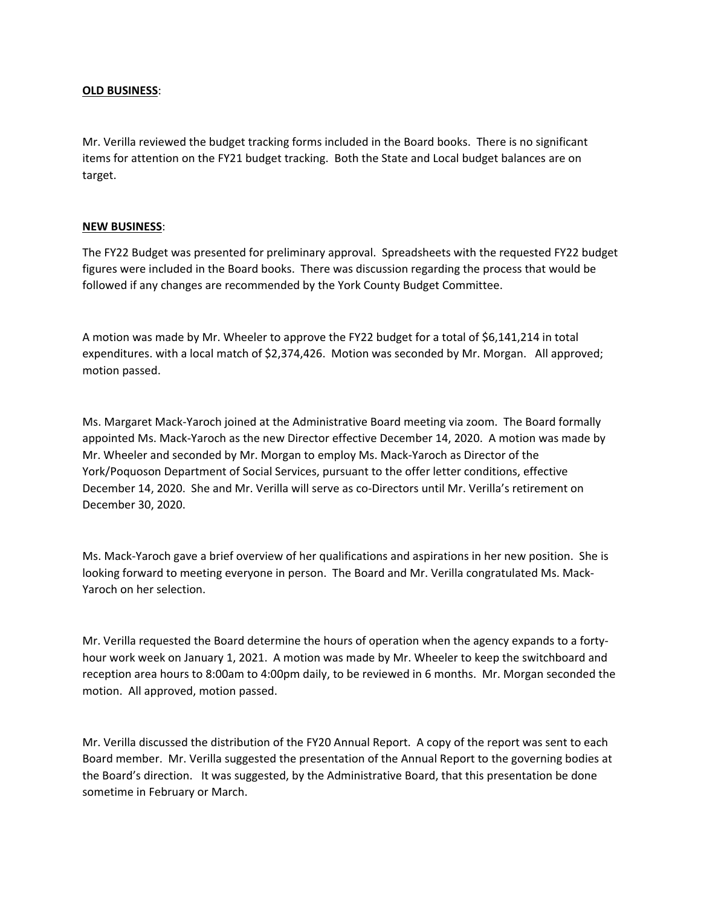**OLD BUSINESS**:

Mr. Verilla reviewed the budget tracking forms included in the Board books. There is no significant items for attention on the FY21 budget tracking. Both the State and Local budget balances are on target.

**NEW BUSINESS**:

The FY22 Budget was presented for preliminary approval. Spreadsheets with the requested FY22 budget figures were included in the Board books. There was discussion regarding the process that would be followed if any changes are recommended by the York County Budget Committee.

A motion was made by Mr. Wheeler to approve the FY22 budget for a total of $6,141,214 in total expenditures. with a local match of $2,374,426. Motion was seconded by Mr. Morgan. All approved; motion passed.

Ms. Margaret Mack-Yaroch joined at the Administrative Board meeting via zoom. The Board formally appointed Ms. Mack-Yaroch as the new Director effective December 14, 2020. A motion was made by Mr. Wheeler and seconded by Mr. Morgan to employ Ms. Mack-Yaroch as Director of the York/Poquoson Department of Social Services, pursuant to the offer letter conditions, effective December 14, 2020. She and Mr. Verilla will serve as co-Directors until Mr. Verilla's retirement on December 30, 2020.

Ms. Mack-Yaroch gave a brief overview of her qualifications and aspirations in her new position. She is looking forward to meeting everyone in person. The Board and Mr. Verilla congratulated Ms. Mack-Yaroch on her selection.

Mr. Verilla requested the Board determine the hours of operation when the agency expands to a forty-hour work week on January 1, 2021. A motion was made by Mr. Wheeler to keep the switchboard and reception area hours to 8:00am to 4:00pm daily, to be reviewed in 6 months. Mr. Morgan seconded the motion. All approved, motion passed.

Mr. Verilla discussed the distribution of the FY20 Annual Report. A copy of the report was sent to each Board member. Mr. Verilla suggested the presentation of the Annual Report to the governing bodies at the Board's direction. It was suggested, by the Administrative Board, that this presentation be done sometime in February or March.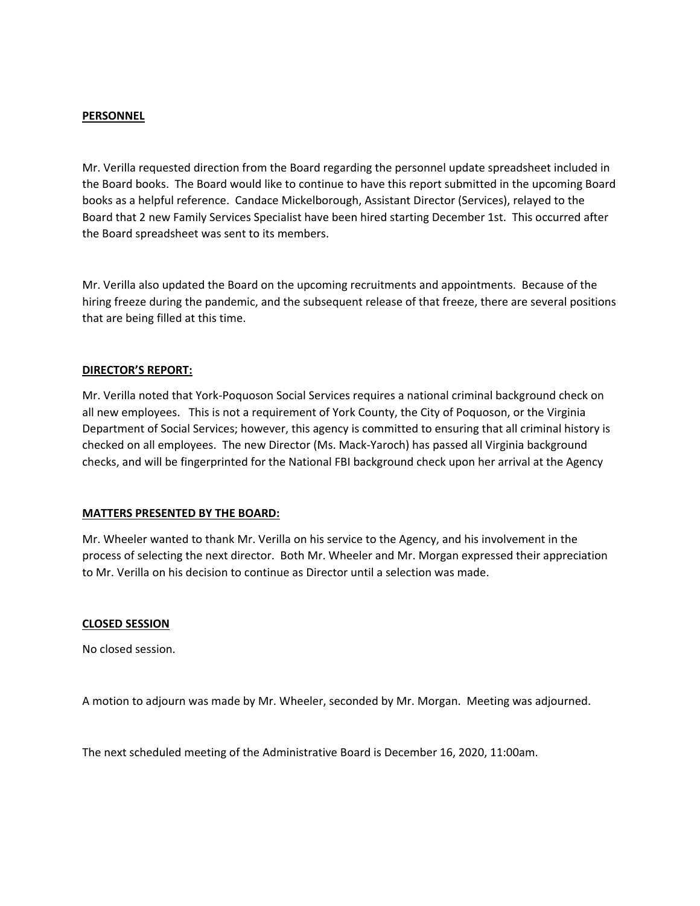**PERSONNEL**

Mr. Verilla requested direction from the Board regarding the personnel update spreadsheet included in the Board books. The Board would like to continue to have this report submitted in the upcoming Board books as a helpful reference. Candace Mickelborough, Assistant Director (Services), relayed to the Board that 2 new Family Services Specialist have been hired starting December 1st. This occurred after the Board spreadsheet was sent to its members.

Mr. Verilla also updated the Board on the upcoming recruitments and appointments. Because of the hiring freeze during the pandemic, and the subsequent release of that freeze, there are several positions that are being filled at this time.

**DIRECTOR'S REPORT:**

Mr. Verilla noted that York-Poquoson Social Services requires a national criminal background check on all new employees. This is not a requirement of York County, the City of Poquoson, or the Virginia Department of Social Services; however, this agency is committed to ensuring that all criminal history is checked on all employees. The new Director (Ms. Mack-Yaroch) has passed all Virginia background checks, and will be fingerprinted for the National FBI background check upon her arrival at the Agency

**MATTERS PRESENTED BY THE BOARD:**

Mr. Wheeler wanted to thank Mr. Verilla on his service to the Agency, and his involvement in the process of selecting the next director. Both Mr. Wheeler and Mr. Morgan expressed their appreciation to Mr. Verilla on his decision to continue as Director until a selection was made.

**CLOSED SESSION**

No closed session.

A motion to adjourn was made by Mr. Wheeler, seconded by Mr. Morgan. Meeting was adjourned.

The next scheduled meeting of the Administrative Board is December 16, 2020, 11:00am.